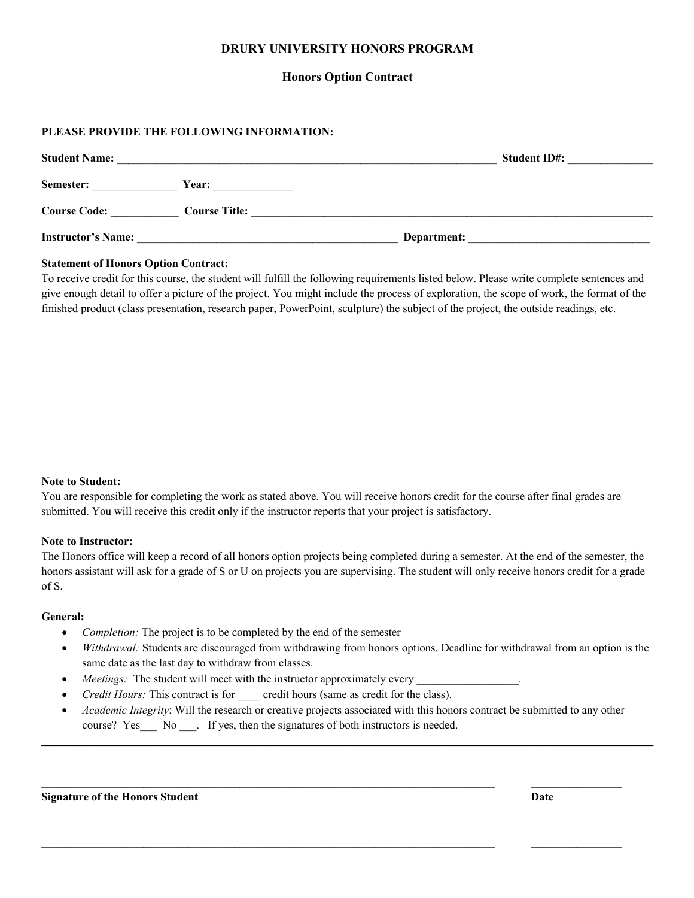# DRURY UNIVERSITY HONORS PROGRAM

## Honors Option Contract

**PLEASE PROVIDE THE FOLLOWING INFORMATION:**

**Student Name:** ______________________________________________________________________ **Student ID#:** _______________

**Semester:** _______________ **Year:** ______________

**Course Code:** ____________ **Course Title:** ____________________________________________________________________________

**Instructor's Name:** ________________________________________________ **Department:** _________________________________

**Statement of Honors Option Contract:**
To receive credit for this course, the student will fulfill the following requirements listed below. Please write complete sentences and give enough detail to offer a picture of the project. You might include the process of exploration, the scope of work, the format of the finished product (class presentation, research paper, PowerPoint, sculpture) the subject of the project, the outside readings, etc.

**Note to Student:**
You are responsible for completing the work as stated above. You will receive honors credit for the course after final grades are submitted. You will receive this credit only if the instructor reports that your project is satisfactory.

**Note to Instructor:**
The Honors office will keep a record of all honors option projects being completed during a semester. At the end of the semester, the honors assistant will ask for a grade of S or U on projects you are supervising. The student will only receive honors credit for a grade of S.

**General:**

- *Completion:* The project is to be completed by the end of the semester
- *Withdrawal:* Students are discouraged from withdrawing from honors options. Deadline for withdrawal from an option is the same date as the last day to withdraw from classes.
- *Meetings:* The student will meet with the instructor approximately every __________________.
- *Credit Hours:* This contract is for ____ credit hours (same as credit for the class).
- *Academic Integrity*: Will the research or creative projects associated with this honors contract be submitted to any other course? Yes___ No ___. If yes, then the signatures of both instructors is needed.

---

_________________________________________________________________________________ ________________

**Signature of the Honors Student** **Date**

_________________________________________________________________________________ ________________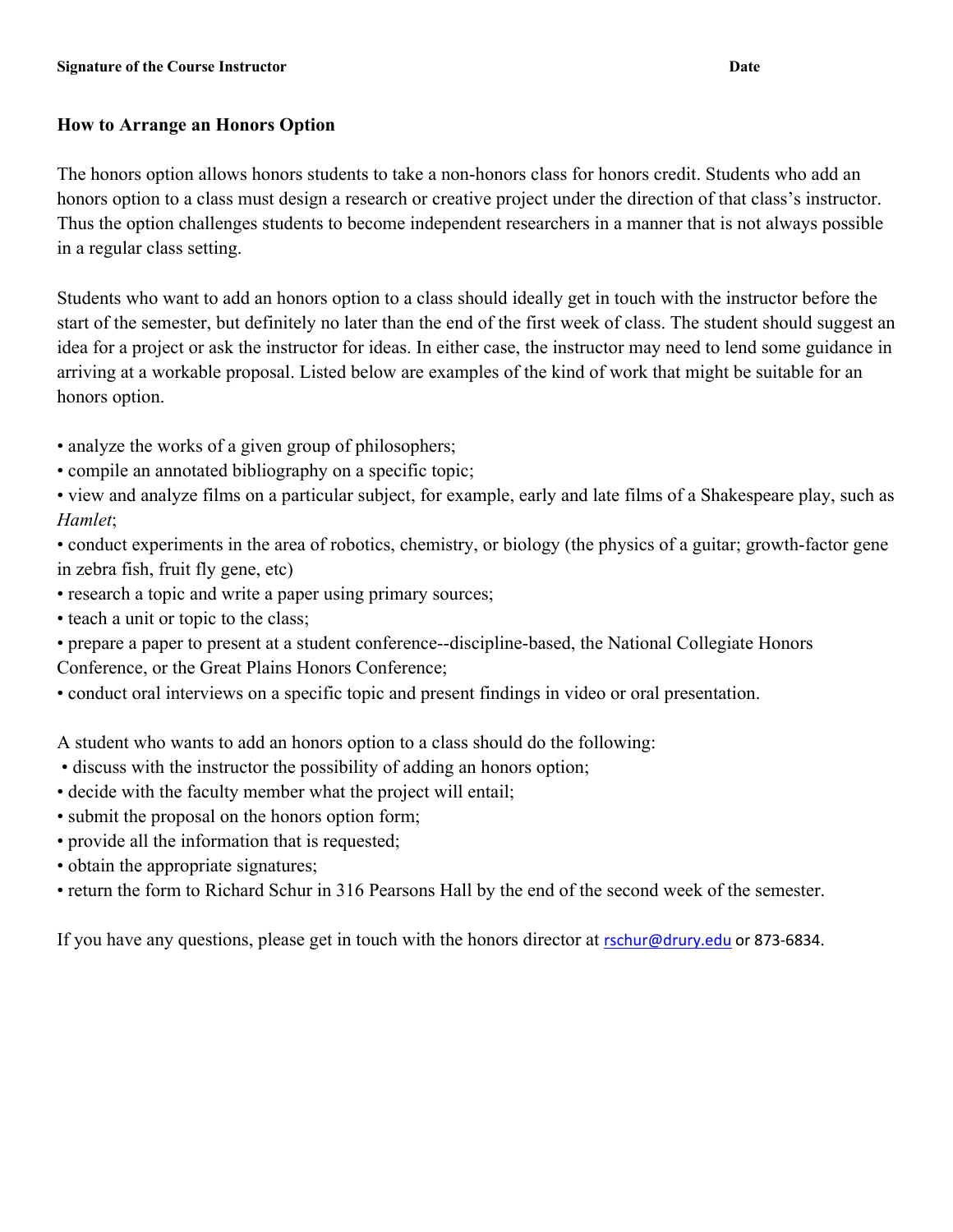**Signature of the Course Instructor** **Date**

## How to Arrange an Honors Option

The honors option allows honors students to take a non-honors class for honors credit. Students who add an honors option to a class must design a research or creative project under the direction of that class's instructor. Thus the option challenges students to become independent researchers in a manner that is not always possible in a regular class setting.

Students who want to add an honors option to a class should ideally get in touch with the instructor before the start of the semester, but definitely no later than the end of the first week of class. The student should suggest an idea for a project or ask the instructor for ideas. In either case, the instructor may need to lend some guidance in arriving at a workable proposal. Listed below are examples of the kind of work that might be suitable for an honors option.

- analyze the works of a given group of philosophers;
- compile an annotated bibliography on a specific topic;
- view and analyze films on a particular subject, for example, early and late films of a Shakespeare play, such as *Hamlet*;
- conduct experiments in the area of robotics, chemistry, or biology (the physics of a guitar; growth-factor gene in zebra fish, fruit fly gene, etc)
- research a topic and write a paper using primary sources;
- teach a unit or topic to the class;
- prepare a paper to present at a student conference--discipline-based, the National Collegiate Honors Conference, or the Great Plains Honors Conference;
- conduct oral interviews on a specific topic and present findings in video or oral presentation.

A student who wants to add an honors option to a class should do the following:

- discuss with the instructor the possibility of adding an honors option;
- decide with the faculty member what the project will entail;
- submit the proposal on the honors option form;
- provide all the information that is requested;
- obtain the appropriate signatures;
- return the form to Richard Schur in 316 Pearsons Hall by the end of the second week of the semester.

If you have any questions, please get in touch with the honors director at rschur@drury.edu or 873-6834.